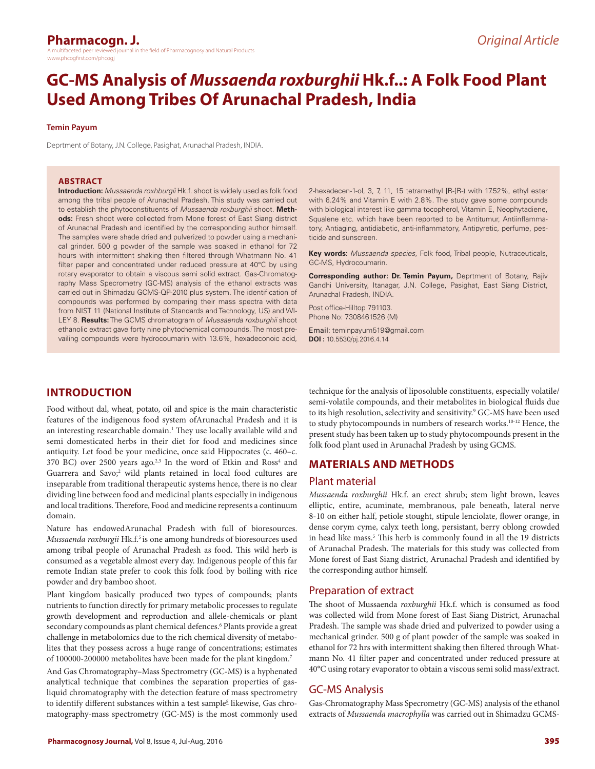# GC-MS Analysis of *Mussaenda roxburghii* Hk.f..: A Folk Food Plant Used Among Tribes Of Arunachal Pradesh, India

**Temin Payum**

Deprtment of Botany, J.N. College, Pasighat, Arunachal Pradesh, INDIA.

## ABSTRACT

**Introduction:** *Mussaenda roxhburgii* Hk.f. shoot is widely used as folk food among the tribal people of Arunachal Pradesh. This study was carried out to establish the phytoconstituents of *Mussaenda roxburghii* shoot. **Methods:** Fresh shoot were collected from Mone forest of East Siang district of Arunachal Pradesh and identified by the corresponding author himself. The samples were shade dried and pulverized to powder using a mechanical grinder. 500 g powder of the sample was soaked in ethanol for 72 hours with intermittent shaking then filtered through Whatmann No. 41 filter paper and concentrated under reduced pressure at 40°C by using rotary evaporator to obtain a viscous semi solid extract. Gas-Chromatography Mass Specrometry (GC-MS) analysis of the ethanol extracts was carried out in Shimadzu GCMS-QP-2010 plus system. The identification of compounds was performed by comparing their mass spectra with data from NIST 11 (National Institute of Standards and Technology, US) and WILEY 8. **Results:** The GCMS chromatogram of *Mussaenda roxburghii* shoot ethanolic extract gave forty nine phytochemical compounds. The most prevailing compounds were hydrocoumarin with 13.6%, hexadeconoic acid, 2-hexadecen-1-ol, 3, 7, 11, 15 tetramethyl [R-[R-) with 17.52%, ethyl ester with 6.24% and Vitamin E with 2.8%. The study gave some compounds with biological interest like gamma tocopherol, Vitamin E, Neophytadiene, Squalene etc. which have been reported to be Antitumur, Antiinflammatory, Antiaging, antidiabetic, anti-inflammatory, Antipyretic, perfume, pesticide and sunscreen.

**Key words:** *Mussaenda species*, Folk food, Tribal people, Nutraceuticals, GC-MS, Hydrocoumarin.

**Corresponding author: Dr. Temin Payum,** Deprtment of Botany, Rajiv Gandhi University, Itanagar, J.N. College, Pasighat, East Siang District, Arunachal Pradesh, INDIA.

Post office-Hilltop 791103.
Phone No: 7308461526 (M)

Email: teminpayum519@gmail.com
**DOI :** 10.5530/pj.2016.4.14

## INTRODUCTION

Food without dal, wheat, potato, oil and spice is the main characteristic features of the indigenous food system ofArunachal Pradesh and it is an interesting researchable domain.[1] They use locally available wild and semi domesticated herbs in their diet for food and medicines since antiquity. Let food be your medicine, once said Hippocrates (c. 460–c. 370 BC) over 2500 years ago.[2,3] In the word of Etkin and Ross[4] and Guarrera and Savo;[2] wild plants retained in local food cultures are inseparable from traditional therapeutic systems hence, there is no clear dividing line between food and medicinal plants especially in indigenous and local traditions. Therefore, Food and medicine represents a continuum domain.

Nature has endowedArunachal Pradesh with full of bioresources. *Mussaenda roxburgii* Hk.f.[5] is one among hundreds of bioresources used among tribal people of Arunachal Pradesh as food. This wild herb is consumed as a vegetable almost every day. Indigenous people of this far remote Indian state prefer to cook this folk food by boiling with rice powder and dry bamboo shoot.

Plant kingdom basically produced two types of compounds; plants nutrients to function directly for primary metabolic processes to regulate growth development and reproduction and allele-chemicals or plant secondary compounds as plant chemical defences.[6] Plants provide a great challenge in metabolomics due to the rich chemical diversity of metabolites that they possess across a huge range of concentrations; estimates of 100000-200000 metabolites have been made for the plant kingdom.[7]

And Gas Chromatography–Mass Spectrometry (GC-MS) is a hyphenated analytical technique that combines the separation properties of gas-liquid chromatography with the detection feature of mass spectrometry to identify different substances within a test sample[8] likewise, Gas chromatography-mass spectrometry (GC-MS) is the most commonly used technique for the analysis of liposoluble constituents, especially volatile/semi-volatile compounds, and their metabolites in biological fluids due to its high resolution, selectivity and sensitivity.[9] GC-MS have been used to study phytocompounds in numbers of research works.[10-12] Hence, the present study has been taken up to study phytocompounds present in the folk food plant used in Arunachal Pradesh by using GCMS.

## MATERIALS AND METHODS

### Plant material

*Mussaenda roxburghii* Hk.f. an erect shrub; stem light brown, leaves elliptic, entire, acuminate, membranous, pale beneath, lateral nerve 8-10 on either half, petiole stought, stipule lenciolate, flower orange, in dense corym cyme, calyx teeth long, persistant, berry oblong crowded in head like mass.[5] This herb is commonly found in all the 19 districts of Arunachal Pradesh. The materials for this study was collected from Mone forest of East Siang district, Arunachal Pradesh and identified by the corresponding author himself.

### Preparation of extract

The shoot of Mussaenda *roxburghii* Hk.f. which is consumed as food was collected wild from Mone forest of East Siang District, Arunachal Pradesh. The sample was shade dried and pulverized to powder using a mechanical grinder. 500 g of plant powder of the sample was soaked in ethanol for 72 hrs with intermittent shaking then filtered through Whatmann No. 41 filter paper and concentrated under reduced pressure at 40°C using rotary evaporator to obtain a viscous semi solid mass/extract.

### GC-MS Analysis

Gas-Chromatography Mass Specrometry (GC-MS) analysis of the ethanol extracts of *Mussaenda macrophylla* was carried out in Shimadzu GCMS-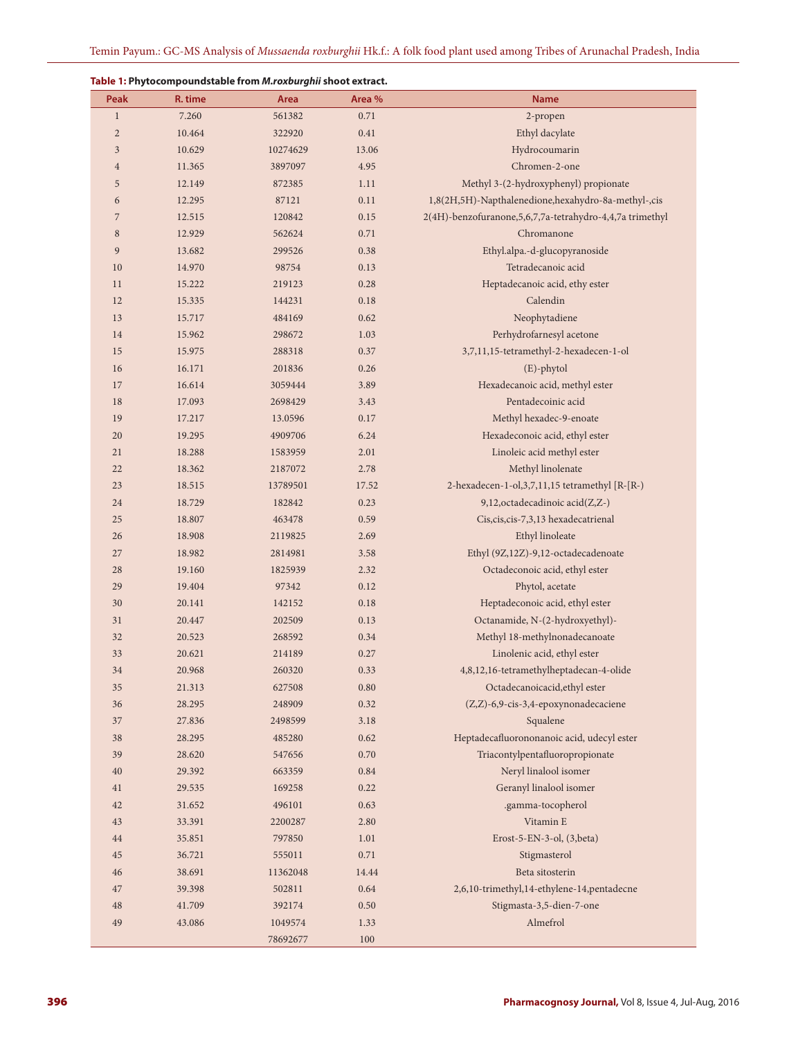**Table 1: Phytocompoundstable from *M.roxburghii* shoot extract.**

| Peak | R. time | Area | Area % | Name |
|---|---|---|---|---|
| 1 | 7.260 | 561382 | 0.71 | 2-propen |
| 2 | 10.464 | 322920 | 0.41 | Ethyl dacylate |
| 3 | 10.629 | 10274629 | 13.06 | Hydrocoumarin |
| 4 | 11.365 | 3897097 | 4.95 | Chromen-2-one |
| 5 | 12.149 | 872385 | 1.11 | Methyl 3-(2-hydroxyphenyl) propionate |
| 6 | 12.295 | 87121 | 0.11 | 1,8(2H,5H)-Napthalenedione,hexahydro-8a-methyl-,cis |
| 7 | 12.515 | 120842 | 0.15 | 2(4H)-benzofuranone,5,6,7,7a-tetrahydro-4,4,7a trimethyl |
| 8 | 12.929 | 562624 | 0.71 | Chromanone |
| 9 | 13.682 | 299526 | 0.38 | Ethyl.alpa.-d-glucopyranoside |
| 10 | 14.970 | 98754 | 0.13 | Tetradecanoic acid |
| 11 | 15.222 | 219123 | 0.28 | Heptadecanoic acid, ethy ester |
| 12 | 15.335 | 144231 | 0.18 | Calendin |
| 13 | 15.717 | 484169 | 0.62 | Neophytadiene |
| 14 | 15.962 | 298672 | 1.03 | Perhydrofarnesyl acetone |
| 15 | 15.975 | 288318 | 0.37 | 3,7,11,15-tetramethyl-2-hexadecen-1-ol |
| 16 | 16.171 | 201836 | 0.26 | (E)-phytol |
| 17 | 16.614 | 3059444 | 3.89 | Hexadecanoic acid, methyl ester |
| 18 | 17.093 | 2698429 | 3.43 | Pentadecoinic acid |
| 19 | 17.217 | 13.0596 | 0.17 | Methyl hexadec-9-enoate |
| 20 | 19.295 | 4909706 | 6.24 | Hexadeconoic acid, ethyl ester |
| 21 | 18.288 | 1583959 | 2.01 | Linoleic acid methyl ester |
| 22 | 18.362 | 2187072 | 2.78 | Methyl linolenate |
| 23 | 18.515 | 13789501 | 17.52 | 2-hexadecen-1-ol,3,7,11,15 tetramethyl [R-[R-) |
| 24 | 18.729 | 182842 | 0.23 | 9,12,octadecadinoic acid(Z,Z-) |
| 25 | 18.807 | 463478 | 0.59 | Cis,cis,cis-7,3,13 hexadecatrienal |
| 26 | 18.908 | 2119825 | 2.69 | Ethyl linoleate |
| 27 | 18.982 | 2814981 | 3.58 | Ethyl (9Z,12Z)-9,12-octadecadenoate |
| 28 | 19.160 | 1825939 | 2.32 | Octadeconoic acid, ethyl ester |
| 29 | 19.404 | 97342 | 0.12 | Phytol, acetate |
| 30 | 20.141 | 142152 | 0.18 | Heptadeconoic acid, ethyl ester |
| 31 | 20.447 | 202509 | 0.13 | Octanamide, N-(2-hydroxyethyl)- |
| 32 | 20.523 | 268592 | 0.34 | Methyl 18-methylnonadecanoate |
| 33 | 20.621 | 214189 | 0.27 | Linolenic acid, ethyl ester |
| 34 | 20.968 | 260320 | 0.33 | 4,8,12,16-tetramethylheptadecan-4-olide |
| 35 | 21.313 | 627508 | 0.80 | Octadecanoicacid,ethyl ester |
| 36 | 28.295 | 248909 | 0.32 | (Z,Z)-6,9-cis-3,4-epoxynonadecaciene |
| 37 | 27.836 | 2498599 | 3.18 | Squalene |
| 38 | 28.295 | 485280 | 0.62 | Heptadecafluorononanoic acid, udecyl ester |
| 39 | 28.620 | 547656 | 0.70 | Triacontylpentafluoropropionate |
| 40 | 29.392 | 663359 | 0.84 | Neryl linalool isomer |
| 41 | 29.535 | 169258 | 0.22 | Geranyl linalool isomer |
| 42 | 31.652 | 496101 | 0.63 | .gamma-tocopherol |
| 43 | 33.391 | 2200287 | 2.80 | Vitamin E |
| 44 | 35.851 | 797850 | 1.01 | Erost-5-EN-3-ol, (3,beta) |
| 45 | 36.721 | 555011 | 0.71 | Stigmasterol |
| 46 | 38.691 | 11362048 | 14.44 | Beta sitosterin |
| 47 | 39.398 | 502811 | 0.64 | 2,6,10-trimethyl,14-ethylene-14,pentadecne |
| 48 | 41.709 | 392174 | 0.50 | Stigmasta-3,5-dien-7-one |
| 49 | 43.086 | 1049574 | 1.33 | Almefrol |
| | | 78692677 | 100 | |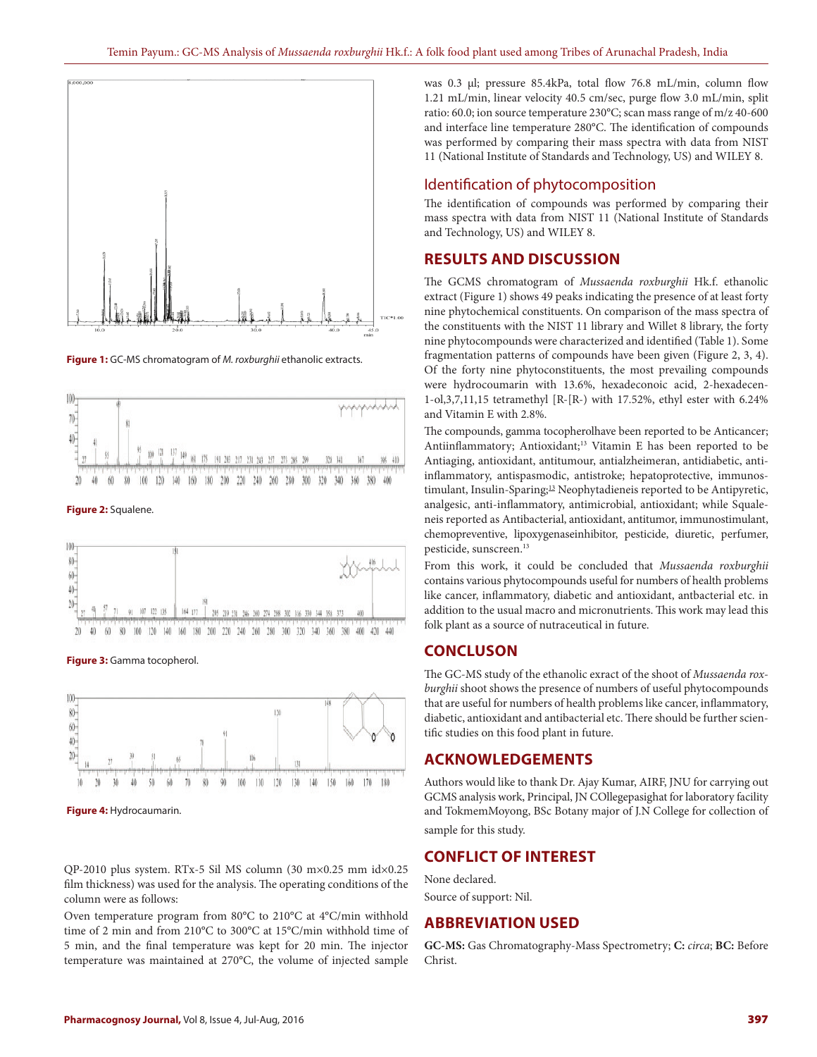Figure 1: GC-MS chromatogram of *M. roxburghii* ethanolic extracts.

Figure 2: Squalene.

Figure 3: Gamma tocopherol.

Figure 4: Hydrocaumarin.

QP-2010 plus system. RTx-5 Sil MS column (30 m×0.25 mm id×0.25 film thickness) was used for the analysis. The operating conditions of the column were as follows:

Oven temperature program from 80°C to 210°C at 4°C/min withhold time of 2 min and from 210°C to 300°C at 15°C/min withhold time of 5 min, and the final temperature was kept for 20 min. The injector temperature was maintained at 270°C, the volume of injected sample was 0.3 µl; pressure 85.4kPa, total flow 76.8 mL/min, column flow 1.21 mL/min, linear velocity 40.5 cm/sec, purge flow 3.0 mL/min, split ratio: 60.0; ion source temperature 230°C; scan mass range of m/z 40-600 and interface line temperature 280°C. The identification of compounds was performed by comparing their mass spectra with data from NIST 11 (National Institute of Standards and Technology, US) and WILEY 8.

## Identification of phytocomposition

The identification of compounds was performed by comparing their mass spectra with data from NIST 11 (National Institute of Standards and Technology, US) and WILEY 8.

## RESULTS AND DISCUSSION

The GCMS chromatogram of *Mussaenda roxburghii* Hk.f. ethanolic extract (Figure 1) shows 49 peaks indicating the presence of at least forty nine phytochemical constituents. On comparison of the mass spectra of the constituents with the NIST 11 library and Willet 8 library, the forty nine phytocompounds were characterized and identified (Table 1). Some fragmentation patterns of compounds have been given (Figure 2, 3, 4). Of the forty nine phytoconstituents, the most prevailing compounds were hydrocoumarin with 13.6%, hexadeconoic acid, 2-hexadecen-1-ol,3,7,11,15 tetramethyl [R-[R-) with 17.52%, ethyl ester with 6.24% and Vitamin E with 2.8%.

The compounds, gamma tocopherolhave been reported to be Anticancer; Antiinflammatory; Antioxidant;[13] Vitamin E has been reported to be Antiaging, antioxidant, antitumour, antialzheimeran, antidiabetic, anti-inflammatory, antispasmodic, antistroke; hepatoprotective, immunostimulant, Insulin-Sparing;[13] Neophytadieneis reported to be Antipyretic, analgesic, anti-inflammatory, antimicrobial, antioxidant; while Squaleneis reported as Antibacterial, antioxidant, antitumor, immunostimulant, chemopreventive, lipoxygenaseinhibitor, pesticide, diuretic, perfumer, pesticide, sunscreen.[13]

From this work, it could be concluded that *Mussaenda roxburghii* contains various phytocompounds useful for numbers of health problems like cancer, inflammatory, diabetic and antioxidant, antbacterial etc. in addition to the usual macro and micronutrients. This work may lead this folk plant as a source of nutraceutical in future.

## CONCLUSON

The GC-MS study of the ethanolic exract of the shoot of *Mussaenda roxburghii* shoot shows the presence of numbers of useful phytocompounds that are useful for numbers of health problems like cancer, inflammatory, diabetic, antioxidant and antibacterial etc. There should be further scientific studies on this food plant in future.

## ACKNOWLEDGEMENTS

Authors would like to thank Dr. Ajay Kumar, AIRF, JNU for carrying out GCMS analysis work, Principal, JN COllegepasighat for laboratory facility and TokmemMoyong, BSc Botany major of J.N College for collection of sample for this study.

## CONFLICT OF INTEREST

None declared.

Source of support: Nil.

## ABBREVIATION USED

**GC-MS:** Gas Chromatography-Mass Spectrometry; **C:** *circa*; **BC:** Before Christ.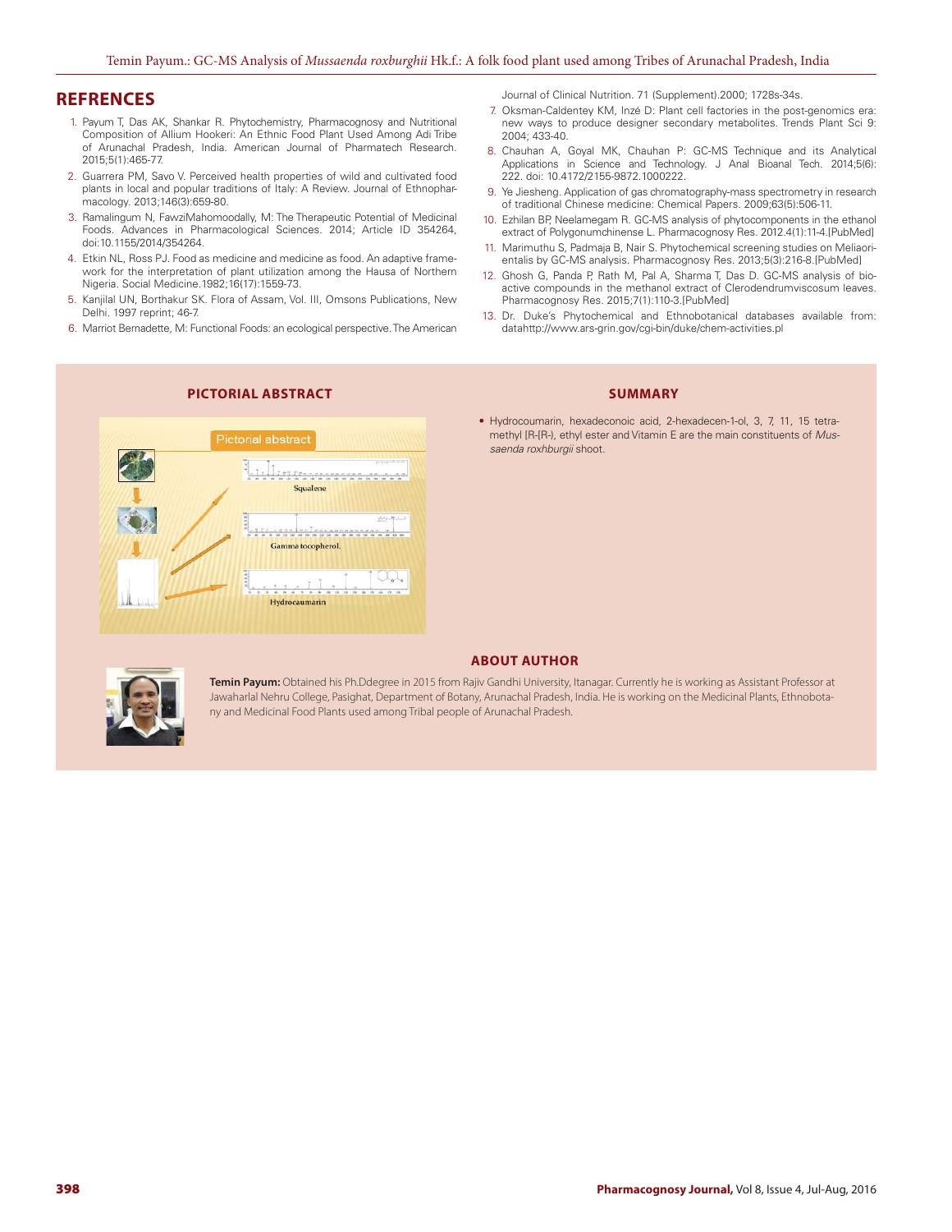## REFRENCES

1. Payum T, Das AK, Shankar R. Phytochemistry, Pharmacognosy and Nutritional Composition of Allium Hookeri: An Ethnic Food Plant Used Among Adi Tribe of Arunachal Pradesh, India. American Journal of Pharmatech Research. 2015;5(1):465-77.
2. Guarrera PM, Savo V. Perceived health properties of wild and cultivated food plants in local and popular traditions of Italy: A Review. Journal of Ethnopharmacology. 2013;146(3):659-80.
3. Ramalingum N, FawziMahomoodally, M: The Therapeutic Potential of Medicinal Foods. Advances in Pharmacological Sciences. 2014; Article ID 354264, doi:10.1155/2014/354264.
4. Etkin NL, Ross PJ. Food as medicine and medicine as food. An adaptive framework for the interpretation of plant utilization among the Hausa of Northern Nigeria. Social Medicine.1982;16(17):1559-73.
5. Kanjilal UN, Borthakur SK. Flora of Assam, Vol. III, Omsons Publications, New Delhi. 1997 reprint; 46-7.
6. Marriot Bernadette, M: Functional Foods: an ecological perspective. The American Journal of Clinical Nutrition. 71 (Supplement).2000; 1728s-34s.
7. Oksman-Caldentey KM, Inzé D: Plant cell factories in the post-genomics era: new ways to produce designer secondary metabolites. Trends Plant Sci 9: 2004; 433-40.
8. Chauhan A, Goyal MK, Chauhan P: GC-MS Technique and its Analytical Applications in Science and Technology. J Anal Bioanal Tech. 2014;5(6): 222. doi: 10.4172/2155-9872.1000222.
9. Ye Jiesheng. Application of gas chromatography-mass spectrometry in research of traditional Chinese medicine: Chemical Papers. 2009;63(5):506-11.
10. Ezhilan BP, Neelamegam R. GC-MS analysis of phytocomponents in the ethanol extract of Polygonumchinense L. Pharmacognosy Res. 2012.4(1):11-4.[PubMed]
11. Marimuthu S, Padmaja B, Nair S. Phytochemical screening studies on Meliaorientalis by GC-MS analysis. Pharmacognosy Res. 2013;5(3):216-8.[PubMed]
12. Ghosh G, Panda P, Rath M, Pal A, Sharma T, Das D. GC-MS analysis of bioactive compounds in the methanol extract of Clerodendrumviscosum leaves. Pharmacognosy Res. 2015;7(1):110-3.[PubMed]
13. Dr. Duke's Phytochemical and Ethnobotanical databases available from: datahttp://www.ars-grin.gov/cgi-bin/duke/chem-activities.pl

## PICTORIAL ABSTRACT

Pictorial abstract

Squalene

Gamma tocopherol.

Hydrocaumarin

## SUMMARY

- Hydrocoumarin, hexadeconoic acid, 2-hexadecen-1-ol, 3, 7, 11, 15 tetramethyl [R-[R-], ethyl ester and Vitamin E are the main constituents of *Mussaenda roxhburgii* shoot.

## ABOUT AUTHOR

**Temin Payum:** Obtained his Ph.Ddegree in 2015 from Rajiv Gandhi University, Itanagar. Currently he is working as Assistant Professor at Jawaharlal Nehru College, Pasighat, Department of Botany, Arunachal Pradesh, India. He is working on the Medicinal Plants, Ethnobotany and Medicinal Food Plants used among Tribal people of Arunachal Pradesh.